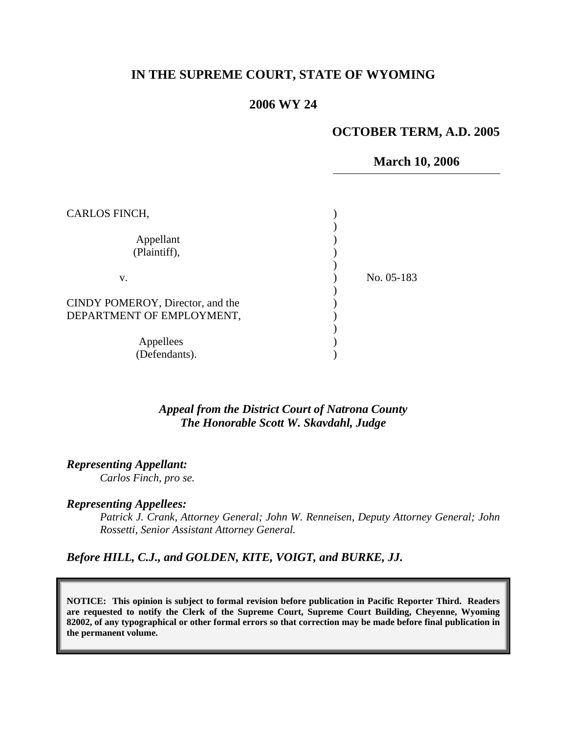**IN THE SUPREME COURT, STATE OF WYOMING**

**2006 WY 24**

**OCTOBER TERM, A.D. 2005**

**March 10, 2006**

CARLOS FINCH,

Appellant (Plaintiff),

v.

CINDY POMEROY, Director, and the DEPARTMENT OF EMPLOYMENT,

Appellees (Defendants).

No. 05-183

*Appeal from the District Court of Natrona County*
*The Honorable Scott W. Skavdahl, Judge*

***Representing Appellant:***

*Carlos Finch, pro se.*

***Representing Appellees:***

*Patrick J. Crank, Attorney General; John W. Renneisen, Deputy Attorney General; John Rossetti, Senior Assistant Attorney General.*

***Before HILL, C.J., and GOLDEN, KITE, VOIGT, and BURKE, JJ.***

**NOTICE: This opinion is subject to formal revision before publication in Pacific Reporter Third. Readers are requested to notify the Clerk of the Supreme Court, Supreme Court Building, Cheyenne, Wyoming 82002, of any typographical or other formal errors so that correction may be made before final publication in the permanent volume.**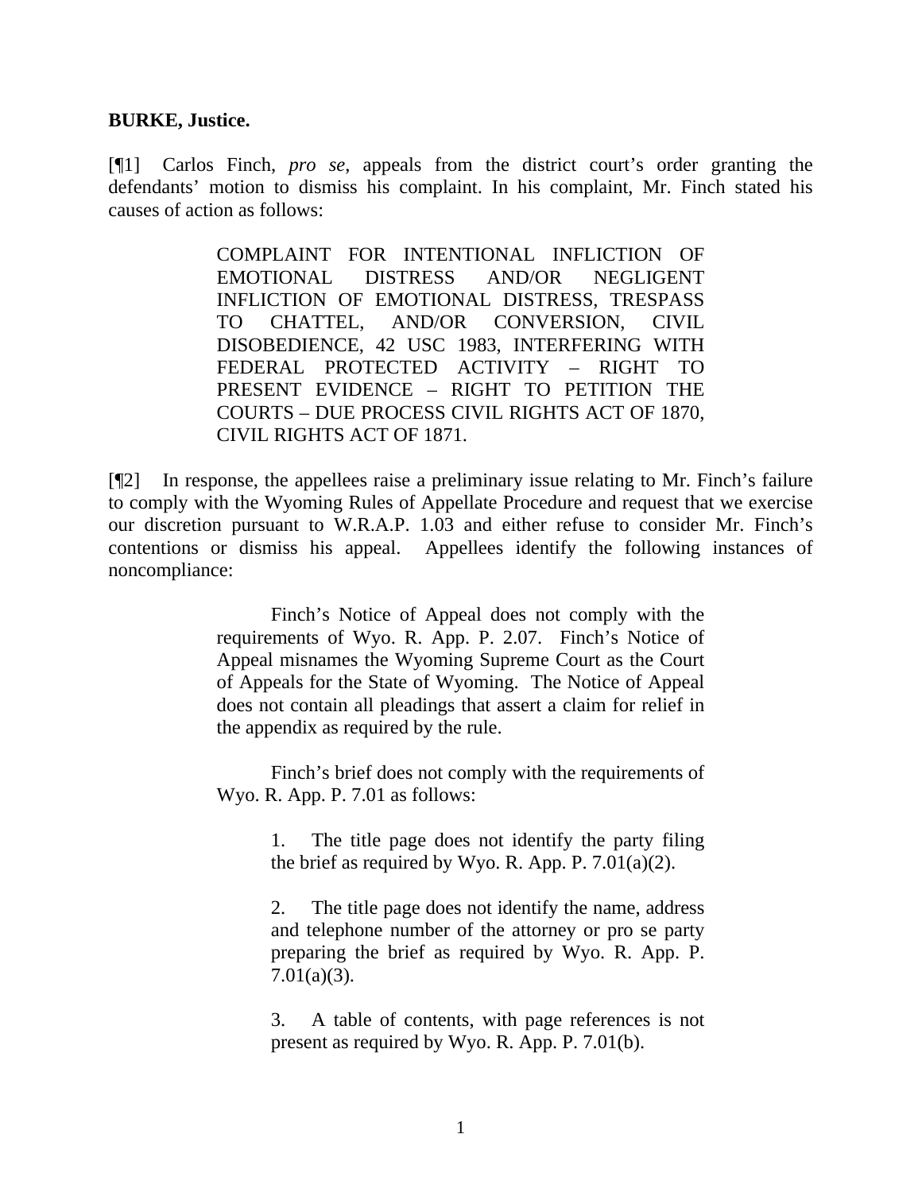**BURKE, Justice.**

[¶1] Carlos Finch, *pro se*, appeals from the district court's order granting the defendants' motion to dismiss his complaint. In his complaint, Mr. Finch stated his causes of action as follows:

> COMPLAINT FOR INTENTIONAL INFLICTION OF EMOTIONAL DISTRESS AND/OR NEGLIGENT INFLICTION OF EMOTIONAL DISTRESS, TRESPASS TO CHATTEL, AND/OR CONVERSION, CIVIL DISOBEDIENCE, 42 USC 1983, INTERFERING WITH FEDERAL PROTECTED ACTIVITY – RIGHT TO PRESENT EVIDENCE – RIGHT TO PETITION THE COURTS – DUE PROCESS CIVIL RIGHTS ACT OF 1870, CIVIL RIGHTS ACT OF 1871.

[¶2] In response, the appellees raise a preliminary issue relating to Mr. Finch's failure to comply with the Wyoming Rules of Appellate Procedure and request that we exercise our discretion pursuant to W.R.A.P. 1.03 and either refuse to consider Mr. Finch's contentions or dismiss his appeal. Appellees identify the following instances of noncompliance:

> Finch's Notice of Appeal does not comply with the requirements of Wyo. R. App. P. 2.07. Finch's Notice of Appeal misnames the Wyoming Supreme Court as the Court of Appeals for the State of Wyoming. The Notice of Appeal does not contain all pleadings that assert a claim for relief in the appendix as required by the rule.
>
> Finch's brief does not comply with the requirements of Wyo. R. App. P. 7.01 as follows:
>
> > 1. The title page does not identify the party filing the brief as required by Wyo. R. App. P. 7.01(a)(2).
> >
> > 2. The title page does not identify the name, address and telephone number of the attorney or pro se party preparing the brief as required by Wyo. R. App. P. 7.01(a)(3).
> >
> > 3. A table of contents, with page references is not present as required by Wyo. R. App. P. 7.01(b).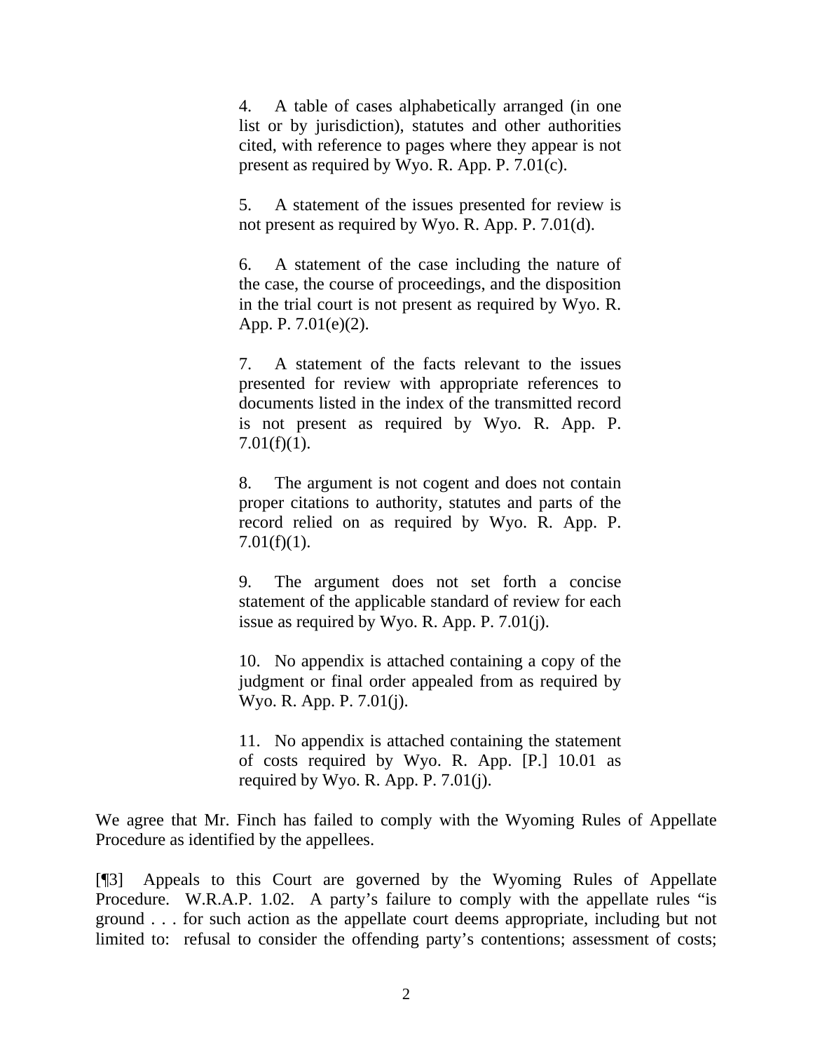> 4. A table of cases alphabetically arranged (in one list or by jurisdiction), statutes and other authorities cited, with reference to pages where they appear is not present as required by Wyo. R. App. P. 7.01(c).
>
> 5. A statement of the issues presented for review is not present as required by Wyo. R. App. P. 7.01(d).
>
> 6. A statement of the case including the nature of the case, the course of proceedings, and the disposition in the trial court is not present as required by Wyo. R. App. P. 7.01(e)(2).
>
> 7. A statement of the facts relevant to the issues presented for review with appropriate references to documents listed in the index of the transmitted record is not present as required by Wyo. R. App. P. 7.01(f)(1).
>
> 8. The argument is not cogent and does not contain proper citations to authority, statutes and parts of the record relied on as required by Wyo. R. App. P. 7.01(f)(1).
>
> 9. The argument does not set forth a concise statement of the applicable standard of review for each issue as required by Wyo. R. App. P. 7.01(j).
>
> 10. No appendix is attached containing a copy of the judgment or final order appealed from as required by Wyo. R. App. P. 7.01(j).
>
> 11. No appendix is attached containing the statement of costs required by Wyo. R. App. [P.] 10.01 as required by Wyo. R. App. P. 7.01(j).

We agree that Mr. Finch has failed to comply with the Wyoming Rules of Appellate Procedure as identified by the appellees.

[¶3] Appeals to this Court are governed by the Wyoming Rules of Appellate Procedure. W.R.A.P. 1.02. A party's failure to comply with the appellate rules "is ground . . . for such action as the appellate court deems appropriate, including but not limited to: refusal to consider the offending party's contentions; assessment of costs;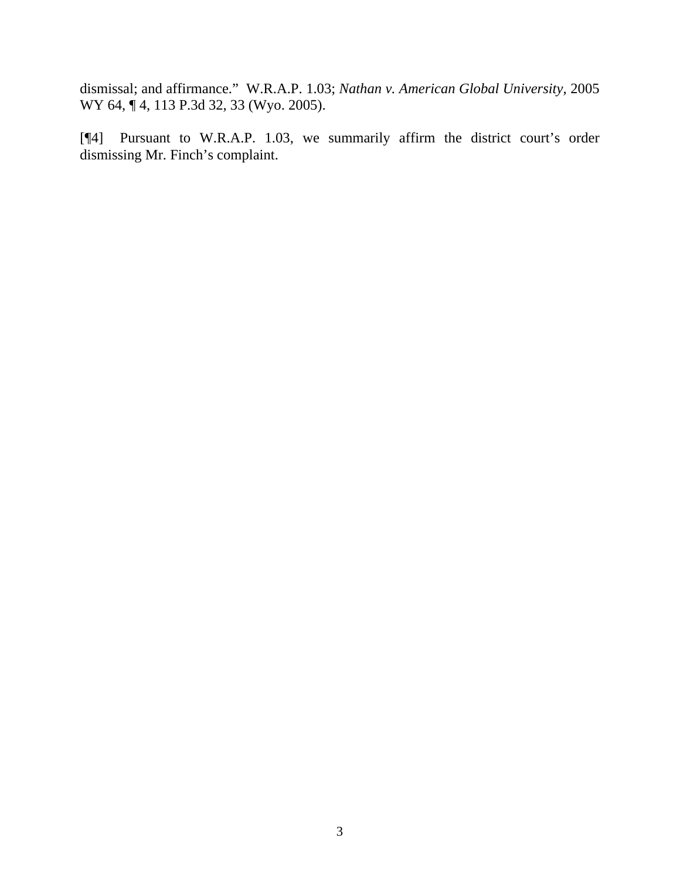dismissal; and affirmance." W.R.A.P. 1.03; *Nathan v. American Global University*, 2005 WY 64, ¶ 4, 113 P.3d 32, 33 (Wyo. 2005).

[¶4] Pursuant to W.R.A.P. 1.03, we summarily affirm the district court's order dismissing Mr. Finch's complaint.